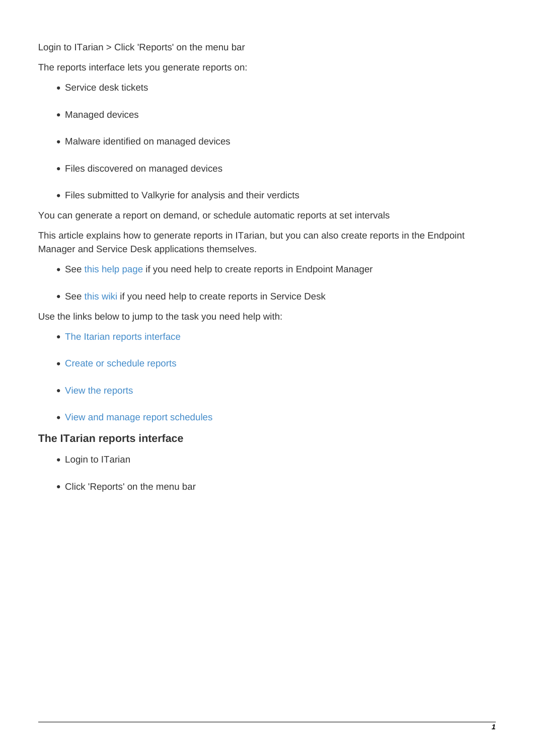Login to ITarian > Click 'Reports' on the menu bar

The reports interface lets you generate reports on:

- Service desk tickets
- Managed devices
- Malware identified on managed devices
- Files discovered on managed devices
- Files submitted to Valkyrie for analysis and their verdicts

You can generate a report on demand, or schedule automatic reports at set intervals

This article explains how to generate reports in ITarian, but you can also create reports in the Endpoint Manager and Service Desk applications themselves.

- See this help page if you need help to create reports in Endpoint Manager
- See this wiki if you need help to create reports in Service Desk

Use the links below to jump to the task you need help with:

- The Itarian reports interface
- Create or schedule reports
- View the reports
- View and manage report schedules

### The ITarian reports interface

- Login to ITarian
- Click 'Reports' on the menu bar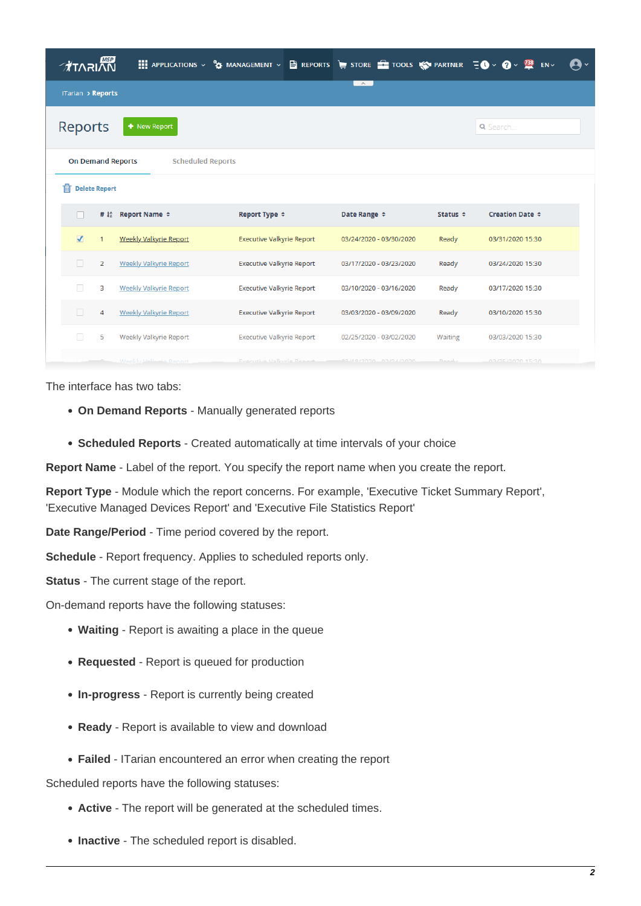The interface has two tabs:

- **On Demand Reports** - Manually generated reports
- **Scheduled Reports** - Created automatically at time intervals of your choice

**Report Name** - Label of the report. You specify the report name when you create the report.

**Report Type** - Module which the report concerns. For example, 'Executive Ticket Summary Report', 'Executive Managed Devices Report' and 'Executive File Statistics Report'

**Date Range/Period** - Time period covered by the report.

**Schedule** - Report frequency. Applies to scheduled reports only.

**Status** - The current stage of the report.

On-demand reports have the following statuses:

- **Waiting** - Report is awaiting a place in the queue
- **Requested** - Report is queued for production
- **In-progress** - Report is currently being created
- **Ready** - Report is available to view and download
- **Failed** - ITarian encountered an error when creating the report

Scheduled reports have the following statuses:

- **Active** - The report will be generated at the scheduled times.
- **Inactive** - The scheduled report is disabled.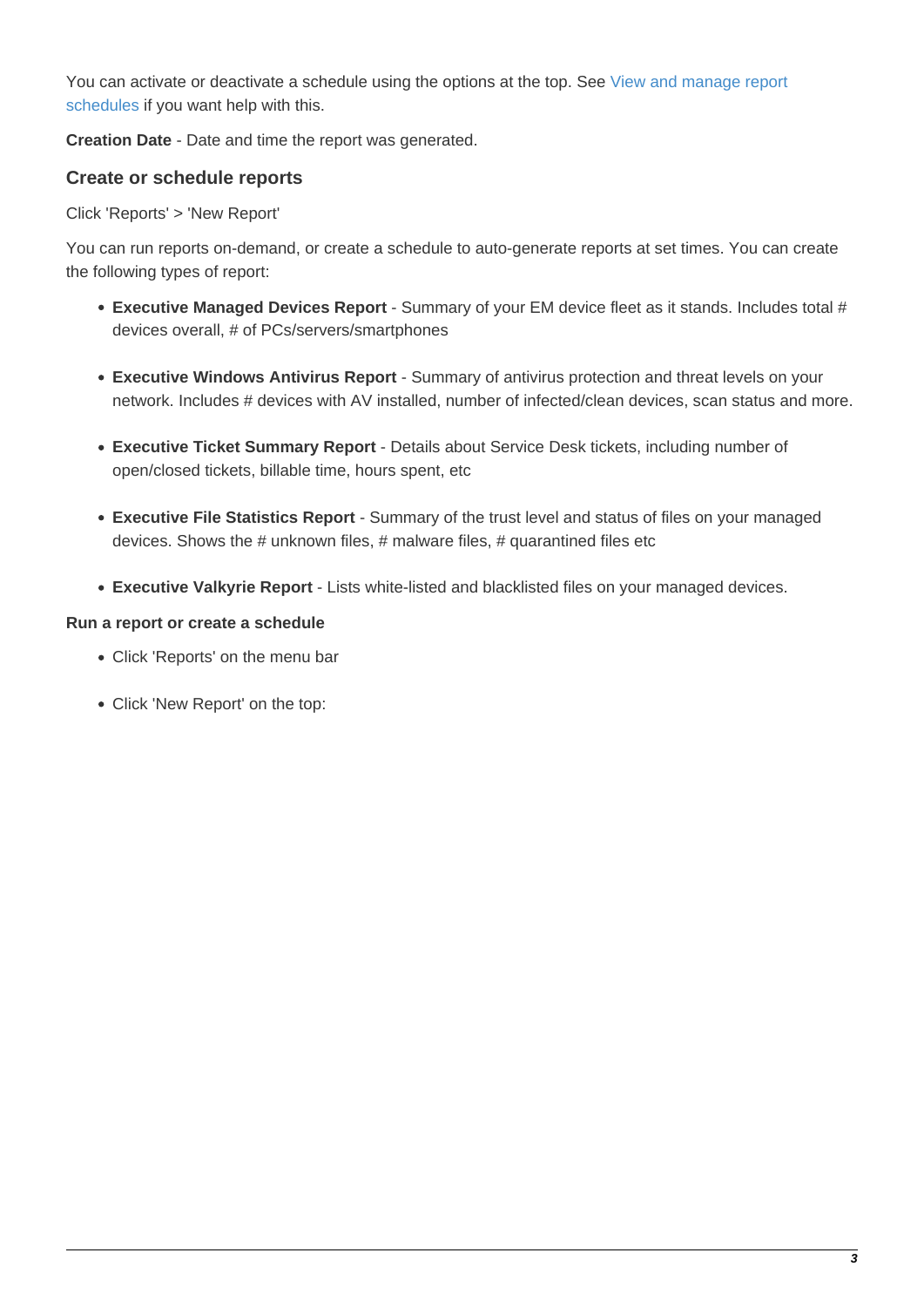You can activate or deactivate a schedule using the options at the top. See View and manage report schedules if you want help with this.

**Creation Date** - Date and time the report was generated.

### Create or schedule reports

Click 'Reports' > 'New Report'

You can run reports on-demand, or create a schedule to auto-generate reports at set times. You can create the following types of report:

- **Executive Managed Devices Report** - Summary of your EM device fleet as it stands. Includes total # devices overall, # of PCs/servers/smartphones

- **Executive Windows Antivirus Report** - Summary of antivirus protection and threat levels on your network. Includes # devices with AV installed, number of infected/clean devices, scan status and more.

- **Executive Ticket Summary Report** - Details about Service Desk tickets, including number of open/closed tickets, billable time, hours spent, etc

- **Executive File Statistics Report** - Summary of the trust level and status of files on your managed devices. Shows the # unknown files, # malware files, # quarantined files etc

- **Executive Valkyrie Report** - Lists white-listed and blacklisted files on your managed devices.

**Run a report or create a schedule**

- Click 'Reports' on the menu bar

- Click 'New Report' on the top: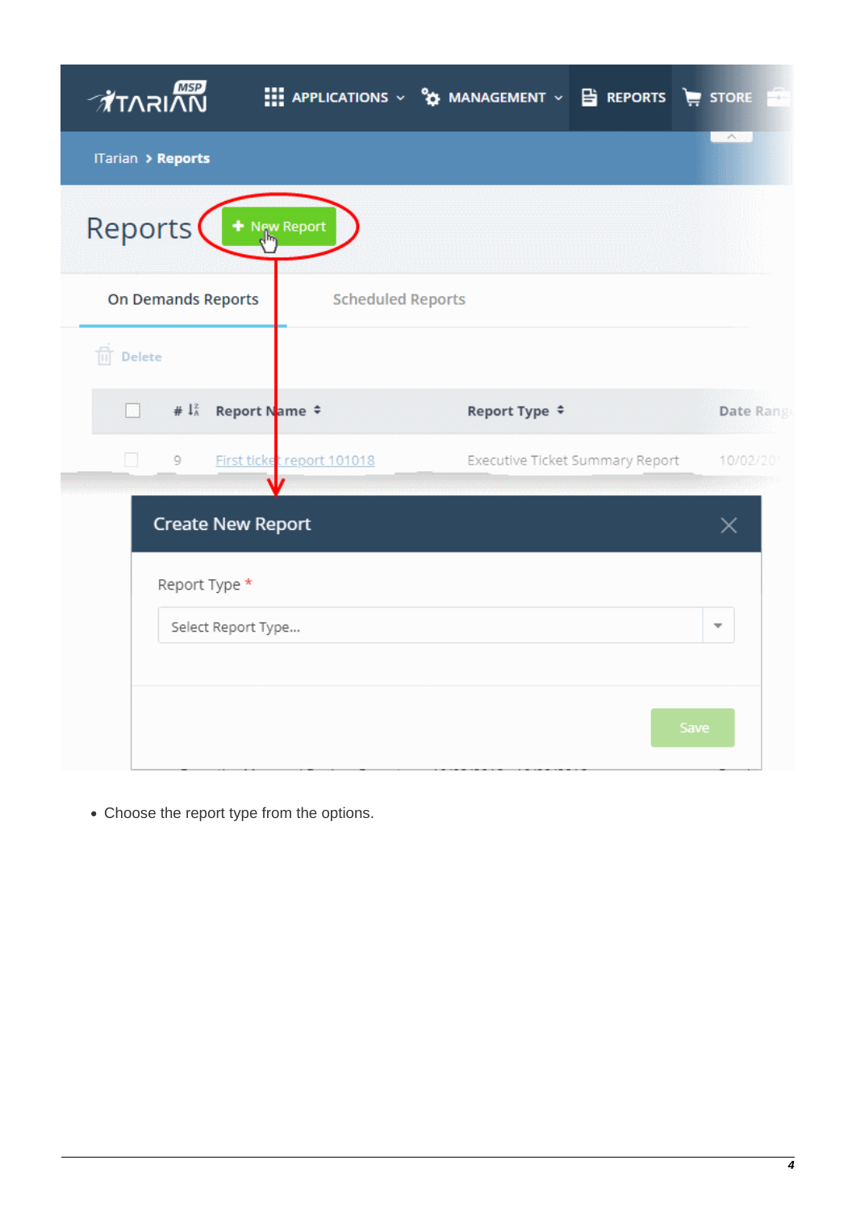- Choose the report type from the options.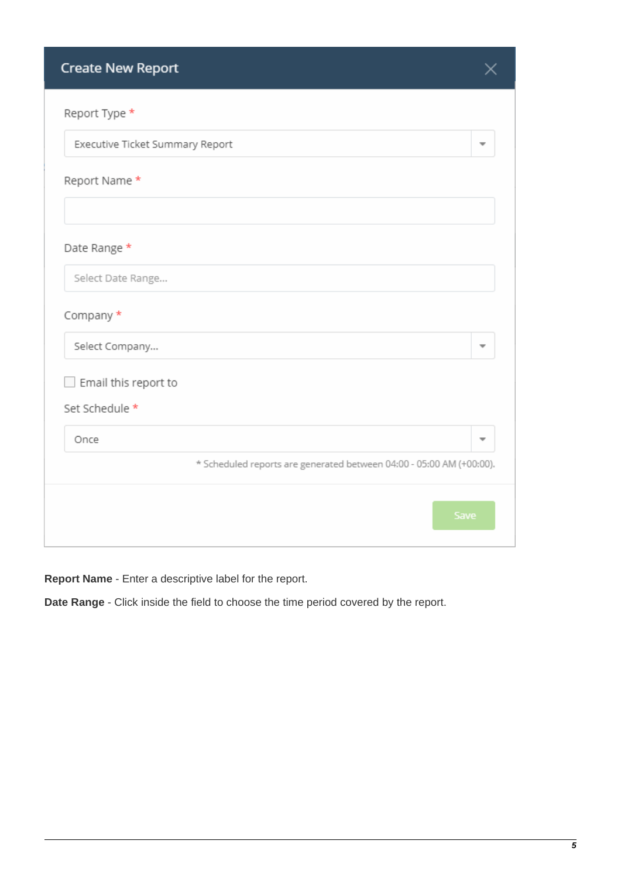**Create New Report**

Report Type *

Executive Ticket Summary Report

Report Name *

Date Range *

Select Date Range...

Company *

Select Company...

☐ Email this report to

Set Schedule *

Once

* Scheduled reports are generated between 04:00 - 05:00 AM (+00:00).

Save

**Report Name** - Enter a descriptive label for the report.

**Date Range** - Click inside the field to choose the time period covered by the report.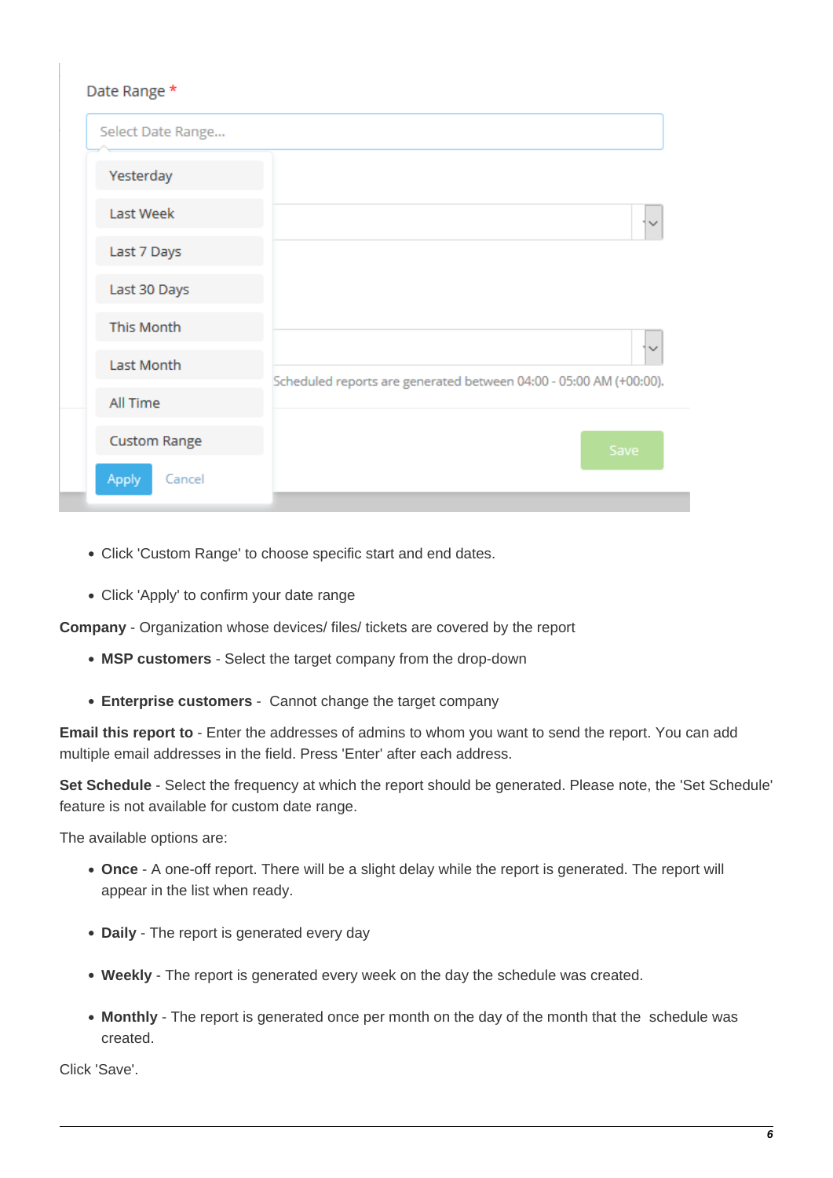- Click 'Custom Range' to choose specific start and end dates.
- Click 'Apply' to confirm your date range

**Company** - Organization whose devices/ files/ tickets are covered by the report

- **MSP customers** - Select the target company from the drop-down
- **Enterprise customers** - Cannot change the target company

**Email this report to** - Enter the addresses of admins to whom you want to send the report. You can add multiple email addresses in the field. Press 'Enter' after each address.

**Set Schedule** - Select the frequency at which the report should be generated. Please note, the 'Set Schedule' feature is not available for custom date range.

The available options are:

- **Once** - A one-off report. There will be a slight delay while the report is generated. The report will appear in the list when ready.
- **Daily** - The report is generated every day
- **Weekly** - The report is generated every week on the day the schedule was created.
- **Monthly** - The report is generated once per month on the day of the month that the schedule was created.

Click 'Save'.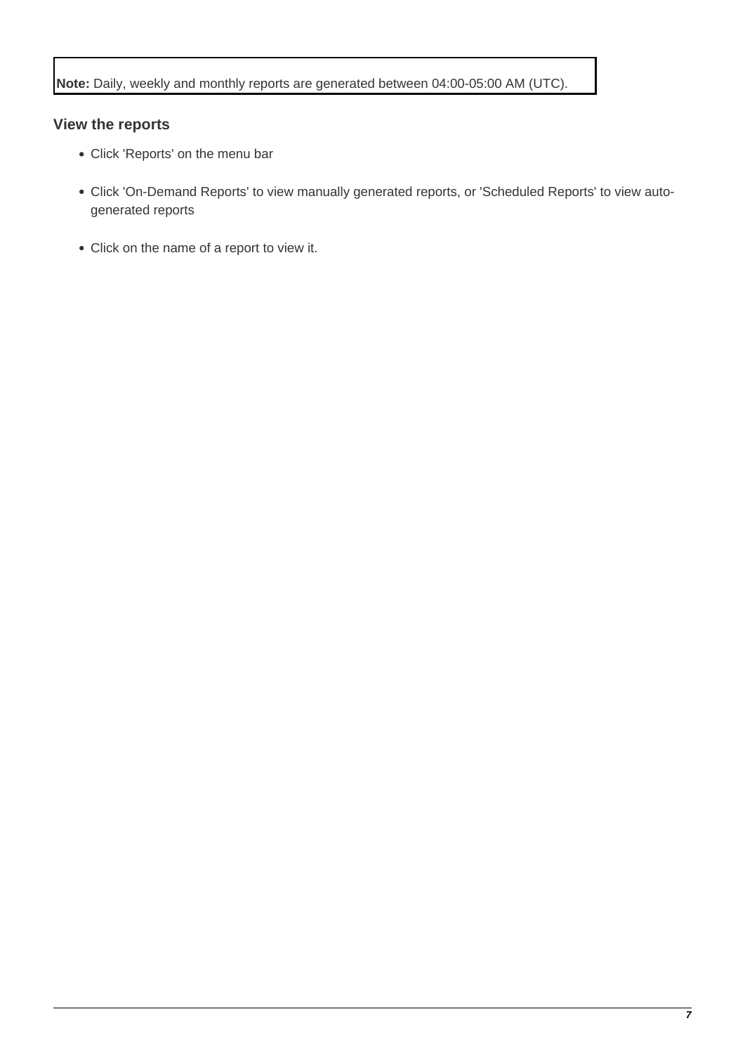**Note:** Daily, weekly and monthly reports are generated between 04:00-05:00 AM (UTC).

### View the reports

- Click 'Reports' on the menu bar
- Click 'On-Demand Reports' to view manually generated reports, or 'Scheduled Reports' to view auto-generated reports
- Click on the name of a report to view it.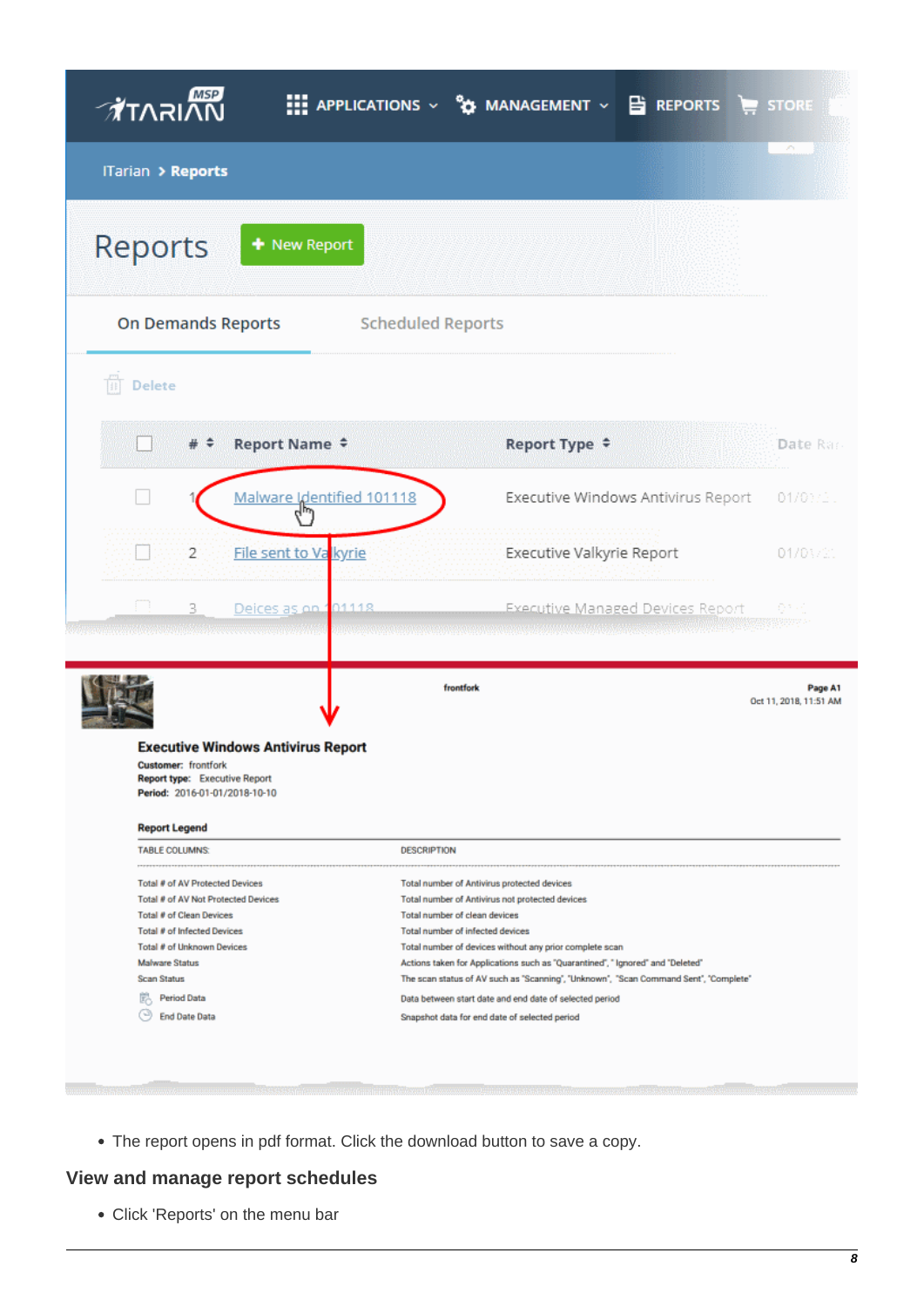- The report opens in pdf format. Click the download button to save a copy.

## View and manage report schedules

- Click 'Reports' on the menu bar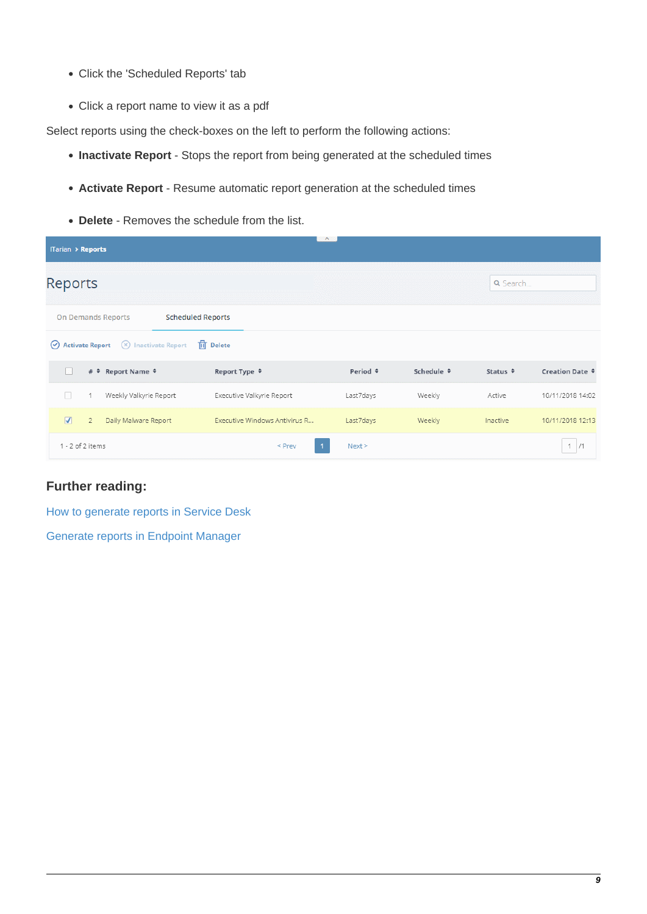- Click the 'Scheduled Reports' tab
- Click a report name to view it as a pdf

Select reports using the check-boxes on the left to perform the following actions:

- **Inactivate Report** - Stops the report from being generated at the scheduled times
- **Activate Report** - Resume automatic report generation at the scheduled times
- **Delete** - Removes the schedule from the list.

## Further reading:

How to generate reports in Service Desk

Generate reports in Endpoint Manager